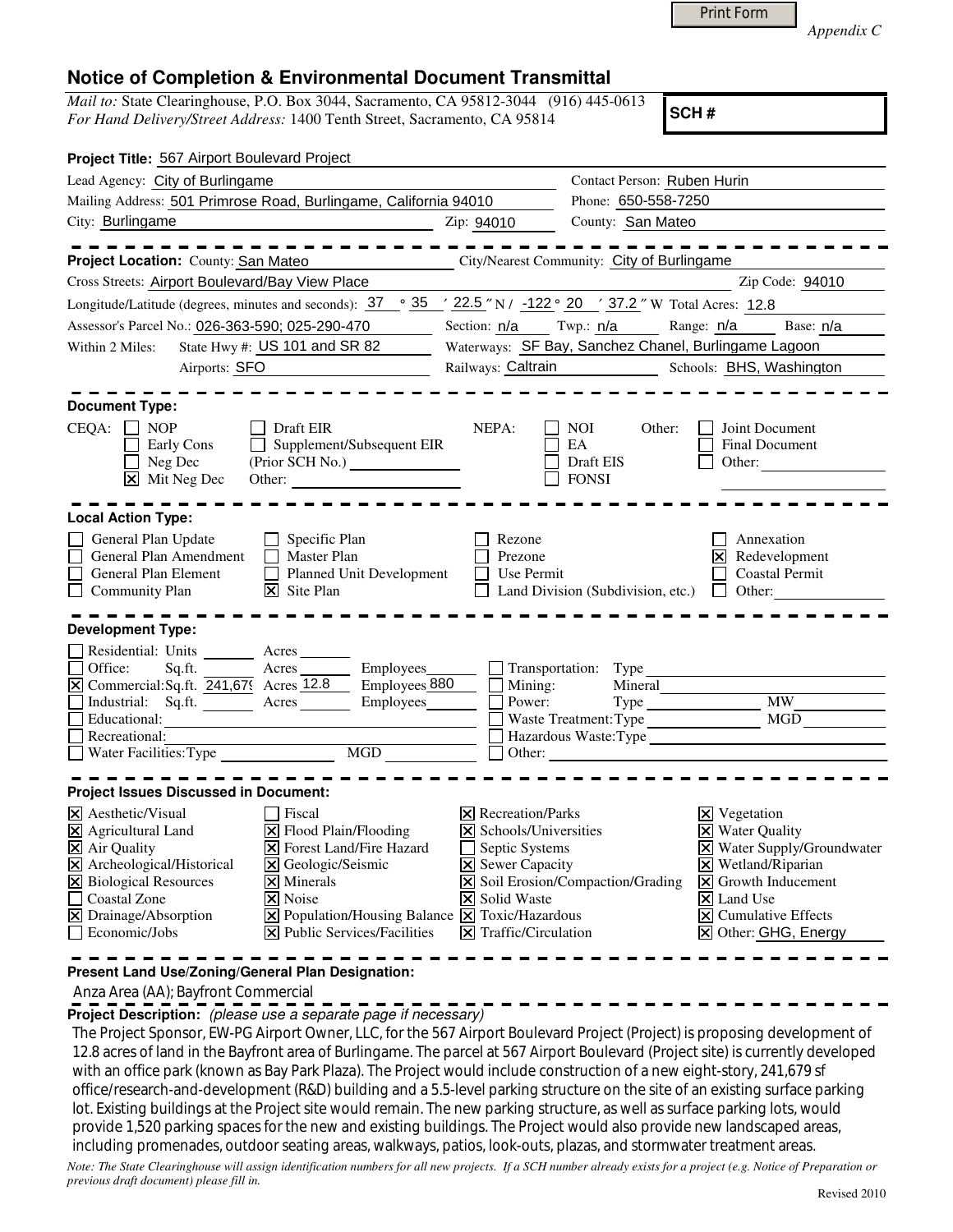Appendix C

# Notice of Completion & Environmental Document Transmittal

*Mail to:* State Clearinghouse, P.O. Box 3044, Sacramento, CA 95812-3044 (916) 445-0613
*For Hand Delivery/Street Address:* 1400 Tenth Street, Sacramento, CA 95814

**SCH #**

**Project Title:** 567 Airport Boulevard Project

Lead Agency: City of Burlingame
Contact Person: Ruben Hurin
Mailing Address: 501 Primrose Road, Burlingame, California 94010
Phone: 650-558-7250
City: Burlingame Zip: 94010 County: San Mateo

---

**Project Location:** County: San Mateo City/Nearest Community: City of Burlingame
Cross Streets: Airport Boulevard/Bay View Place Zip Code: 94010
Longitude/Latitude (degrees, minutes and seconds): 37 ° 35 ′ 22.5 ″ N / -122 ° 20 ′ 37.2 ″ W Total Acres: 12.8
Assessor's Parcel No.: 026-363-590; 025-290-470 Section: n/a Twp.: n/a Range: n/a Base: n/a
Within 2 Miles: State Hwy #: US 101 and SR 82 Waterways: SF Bay, Sanchez Chanel, Burlingame Lagoon
Airports: SFO Railways: Caltrain Schools: BHS, Washington

---

**Document Type:**

CEQA:
- [ ] NOP
- [ ] Early Cons
- [ ] Neg Dec
- [x] Mit Neg Dec
- [ ] Draft EIR
- [ ] Supplement/Subsequent EIR (Prior SCH No.) ________
- Other: ________

NEPA:
- [ ] NOI
- [ ] EA
- [ ] Draft EIS
- [ ] FONSI

Other:
- [ ] Joint Document
- [ ] Final Document
- [ ] Other: ________

---

**Local Action Type:**

- [ ] General Plan Update
- [ ] General Plan Amendment
- [ ] General Plan Element
- [ ] Community Plan
- [ ] Specific Plan
- [ ] Master Plan
- [ ] Planned Unit Development
- [x] Site Plan
- [ ] Rezone
- [ ] Prezone
- [ ] Use Permit
- [ ] Land Division (Subdivision, etc.)
- [ ] Annexation
- [x] Redevelopment
- [ ] Coastal Permit
- [ ] Other: ________

---

**Development Type:**

- [ ] Residential: Units ____ Acres ____
- [ ] Office: Sq.ft. ____ Acres ____ Employees ____
- [x] Commercial: Sq.ft. 241,679 Acres 12.8 Employees 880
- [ ] Industrial: Sq.ft. ____ Acres ____ Employees ____
- [ ] Educational: ________
- [ ] Recreational: ________
- [ ] Water Facilities: Type ____ MGD ____
- [ ] Transportation: Type ________
- [ ] Mining: Mineral ________
- [ ] Power: Type ____ MW ____
- [ ] Waste Treatment: Type ____ MGD ____
- [ ] Hazardous Waste: Type ________
- [ ] Other: ________

---

**Project Issues Discussed in Document:**

- [x] Aesthetic/Visual
- [x] Agricultural Land
- [x] Air Quality
- [x] Archeological/Historical
- [x] Biological Resources
- [ ] Coastal Zone
- [x] Drainage/Absorption
- [ ] Economic/Jobs
- [ ] Fiscal
- [x] Flood Plain/Flooding
- [x] Forest Land/Fire Hazard
- [x] Geologic/Seismic
- [x] Minerals
- [x] Noise
- [x] Population/Housing Balance
- [x] Public Services/Facilities
- [x] Recreation/Parks
- [x] Schools/Universities
- [ ] Septic Systems
- [x] Sewer Capacity
- [x] Soil Erosion/Compaction/Grading
- [x] Solid Waste
- [x] Toxic/Hazardous
- [x] Traffic/Circulation
- [x] Vegetation
- [x] Water Quality
- [x] Water Supply/Groundwater
- [x] Wetland/Riparian
- [x] Growth Inducement
- [x] Land Use
- [x] Cumulative Effects
- [x] Other: GHG, Energy

---

**Present Land Use/Zoning/General Plan Designation:**

Anza Area (AA); Bayfront Commercial

**Project Description:** *(please use a separate page if necessary)*

The Project Sponsor, EW-PG Airport Owner, LLC, for the 567 Airport Boulevard Project (Project) is proposing development of 12.8 acres of land in the Bayfront area of Burlingame. The parcel at 567 Airport Boulevard (Project site) is currently developed with an office park (known as Bay Park Plaza). The Project would include construction of a new eight-story, 241,679 sf office/research-and-development (R&D) building and a 5.5-level parking structure on the site of an existing surface parking lot. Existing buildings at the Project site would remain. The new parking structure, as well as surface parking lots, would provide 1,520 parking spaces for the new and existing buildings. The Project would also provide new landscaped areas, including promenades, outdoor seating areas, walkways, patios, look-outs, plazas, and stormwater treatment areas.

*Note: The State Clearinghouse will assign identification numbers for all new projects. If a SCH number already exists for a project (e.g. Notice of Preparation or previous draft document) please fill in.*

Revised 2010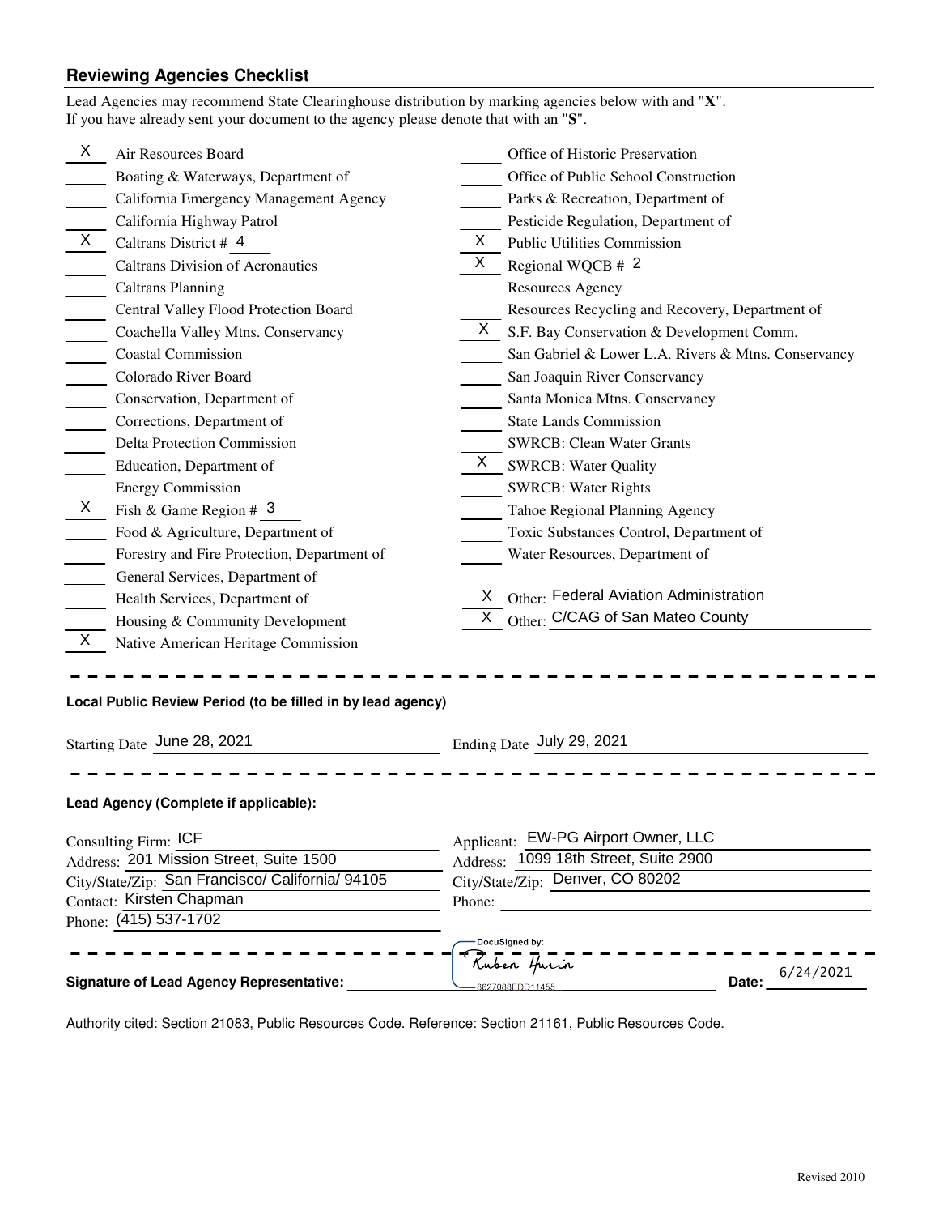## Reviewing Agencies Checklist

Lead Agencies may recommend State Clearinghouse distribution by marking agencies below with and "**X**".
If you have already sent your document to the agency please denote that with an "**S**".

| | | | |
|---|---|---|---|
| X | Air Resources Board | | Office of Historic Preservation |
| | Boating & Waterways, Department of | | Office of Public School Construction |
| | California Emergency Management Agency | | Parks & Recreation, Department of |
| | California Highway Patrol | | Pesticide Regulation, Department of |
| X | Caltrans District # 4 | X | Public Utilities Commission |
| | Caltrans Division of Aeronautics | X | Regional WQCB # 2 |
| | Caltrans Planning | | Resources Agency |
| | Central Valley Flood Protection Board | | Resources Recycling and Recovery, Department of |
| | Coachella Valley Mtns. Conservancy | X | S.F. Bay Conservation & Development Comm. |
| | Coastal Commission | | San Gabriel & Lower L.A. Rivers & Mtns. Conservancy |
| | Colorado River Board | | San Joaquin River Conservancy |
| | Conservation, Department of | | Santa Monica Mtns. Conservancy |
| | Corrections, Department of | | State Lands Commission |
| | Delta Protection Commission | | SWRCB: Clean Water Grants |
| | Education, Department of | X | SWRCB: Water Quality |
| | Energy Commission | | SWRCB: Water Rights |
| X | Fish & Game Region # 3 | | Tahoe Regional Planning Agency |
| | Food & Agriculture, Department of | | Toxic Substances Control, Department of |
| | Forestry and Fire Protection, Department of | | Water Resources, Department of |
| | General Services, Department of | | |
| | Health Services, Department of | X | Other: Federal Aviation Administration |
| | Housing & Community Development | X | Other: C/CAG of San Mateo County |
| X | Native American Heritage Commission | | |

---

**Local Public Review Period (to be filled in by lead agency)**

Starting Date June 28, 2021 Ending Date July 29, 2021

---

**Lead Agency (Complete if applicable):**

Consulting Firm: ICF
Address: 201 Mission Street, Suite 1500
City/State/Zip: San Francisco/ California/ 94105
Contact: Kirsten Chapman
Phone: (415) 537-1702

Applicant: EW-PG Airport Owner, LLC
Address: 1099 18th Street, Suite 2900
City/State/Zip: Denver, CO 80202
Phone:

---

**Signature of Lead Agency Representative:** DocuSigned by: Ruben Hurin 8627088EDD11455 **Date:** 6/24/2021

Authority cited: Section 21083, Public Resources Code. Reference: Section 21161, Public Resources Code.

Revised 2010